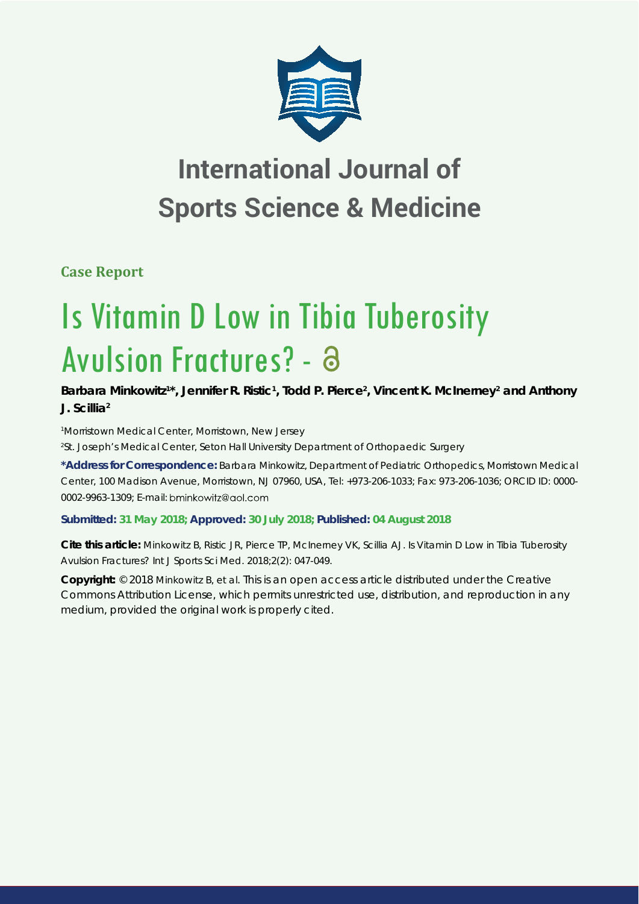# International Journal of Sports Science & Medicine

**Case Report**

# Is Vitamin D Low in Tibia Tuberosity Avulsion Fractures? -

**Barbara Minkowitz[1]*, Jennifer R. Ristic[1], Todd P. Pierce[2], Vincent K. McInerney[2] and Anthony J. Scillia[2]**

[1]Morristown Medical Center, Morristown, New Jersey

[2]St. Joseph's Medical Center, Seton Hall University Department of Orthopaedic Surgery

**\*Address for Correspondence:** Barbara Minkowitz, Department of Pediatric Orthopedics, Morristown Medical Center, 100 Madison Avenue, Morristown, NJ 07960, USA, Tel: +973-206-1033; Fax: 973-206-1036; ORCID ID: 0000-0002-9963-1309; E-mail: bminkowitz@aol.com

**Submitted: 31 May 2018; Approved: 30 July 2018; Published: 04 August 2018**

**Cite this article:** Minkowitz B, Ristic JR, Pierce TP, McInerney VK, Scillia AJ. Is Vitamin D Low in Tibia Tuberosity Avulsion Fractures? Int J Sports Sci Med. 2018;2(2): 047-049.

**Copyright:** © 2018 Minkowitz B, et al. This is an open access article distributed under the Creative Commons Attribution License, which permits unrestricted use, distribution, and reproduction in any medium, provided the original work is properly cited.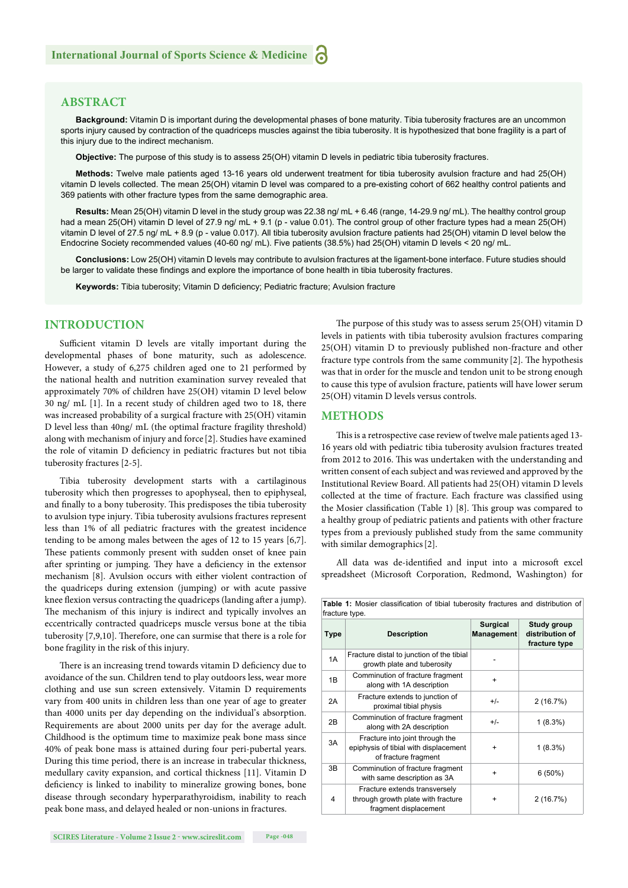## ABSTRACT

**Background:** Vitamin D is important during the developmental phases of bone maturity. Tibia tuberosity fractures are an uncommon sports injury caused by contraction of the quadriceps muscles against the tibia tuberosity. It is hypothesized that bone fragility is a part of this injury due to the indirect mechanism.

**Objective:** The purpose of this study is to assess 25(OH) vitamin D levels in pediatric tibia tuberosity fractures.

**Methods:** Twelve male patients aged 13-16 years old underwent treatment for tibia tuberosity avulsion fracture and had 25(OH) vitamin D levels collected. The mean 25(OH) vitamin D level was compared to a pre-existing cohort of 662 healthy control patients and 369 patients with other fracture types from the same demographic area.

**Results:** Mean 25(OH) vitamin D level in the study group was 22.38 ng/ mL + 6.46 (range, 14-29.9 ng/ mL). The healthy control group had a mean 25(OH) vitamin D level of 27.9 ng/ mL + 9.1 (p - value 0.01). The control group of other fracture types had a mean 25(OH) vitamin D level of 27.5 ng/ mL + 8.9 (p - value 0.017). All tibia tuberosity avulsion fracture patients had 25(OH) vitamin D level below the Endocrine Society recommended values (40-60 ng/ mL). Five patients (38.5%) had 25(OH) vitamin D levels < 20 ng/ mL.

**Conclusions:** Low 25(OH) vitamin D levels may contribute to avulsion fractures at the ligament-bone interface. Future studies should be larger to validate these findings and explore the importance of bone health in tibia tuberosity fractures.

**Keywords:** Tibia tuberosity; Vitamin D deficiency; Pediatric fracture; Avulsion fracture

## INTRODUCTION

Sufficient vitamin D levels are vitally important during the developmental phases of bone maturity, such as adolescence. However, a study of 6,275 children aged one to 21 performed by the national health and nutrition examination survey revealed that approximately 70% of children have 25(OH) vitamin D level below 30 ng/ mL [1]. In a recent study of children aged two to 18, there was increased probability of a surgical fracture with 25(OH) vitamin D level less than 40ng/ mL (the optimal fracture fragility threshold) along with mechanism of injury and force [2]. Studies have examined the role of vitamin D deficiency in pediatric fractures but not tibia tuberosity fractures [2-5].

Tibia tuberosity development starts with a cartilaginous tuberosity which then progresses to apophyseal, then to epiphyseal, and finally to a bony tuberosity. This predisposes the tibia tuberosity to avulsion type injury. Tibia tuberosity avulsions fractures represent less than 1% of all pediatric fractures with the greatest incidence tending to be among males between the ages of 12 to 15 years [6,7]. These patients commonly present with sudden onset of knee pain after sprinting or jumping. They have a deficiency in the extensor mechanism [8]. Avulsion occurs with either violent contraction of the quadriceps during extension (jumping) or with acute passive knee flexion versus contracting the quadriceps (landing after a jump). The mechanism of this injury is indirect and typically involves an eccentrically contracted quadriceps muscle versus bone at the tibia tuberosity [7,9,10]. Therefore, one can surmise that there is a role for bone fragility in the risk of this injury.

There is an increasing trend towards vitamin D deficiency due to avoidance of the sun. Children tend to play outdoors less, wear more clothing and use sun screen extensively. Vitamin D requirements vary from 400 units in children less than one year of age to greater than 4000 units per day depending on the individual's absorption. Requirements are about 2000 units per day for the average adult. Childhood is the optimum time to maximize peak bone mass since 40% of peak bone mass is attained during four peri-pubertal years. During this time period, there is an increase in trabecular thickness, medullary cavity expansion, and cortical thickness [11]. Vitamin D deficiency is linked to inability to mineralize growing bones, bone disease through secondary hyperparathyroidism, inability to reach peak bone mass, and delayed healed or non-unions in fractures.

The purpose of this study was to assess serum 25(OH) vitamin D levels in patients with tibia tuberosity avulsion fractures comparing 25(OH) vitamin D to previously published non-fracture and other fracture type controls from the same community [2]. The hypothesis was that in order for the muscle and tendon unit to be strong enough to cause this type of avulsion fracture, patients will have lower serum 25(OH) vitamin D levels versus controls.

## METHODS

This is a retrospective case review of twelve male patients aged 13-16 years old with pediatric tibia tuberosity avulsion fractures treated from 2012 to 2016. This was undertaken with the understanding and written consent of each subject and was reviewed and approved by the Institutional Review Board. All patients had 25(OH) vitamin D levels collected at the time of fracture. Each fracture was classified using the Mosier classification (Table 1) [8]. This group was compared to a healthy group of pediatric patients and patients with other fracture types from a previously published study from the same community with similar demographics [2].

All data was de-identified and input into a microsoft excel spreadsheet (Microsoft Corporation, Redmond, Washington) for

**Table 1:** Mosier classification of tibial tuberosity fractures and distribution of fracture type.

| Type | Description | Surgical Management | Study group distribution of fracture type |
|---|---|---|---|
| 1A | Fracture distal to junction of the tibial growth plate and tuberosity | - | |
| 1B | Comminution of fracture fragment along with 1A description | + | |
| 2A | Fracture extends to junction of proximal tibial physis | +/- | 2 (16.7%) |
| 2B | Comminution of fracture fragment along with 2A description | +/- | 1 (8.3%) |
| 3A | Fracture into joint through the epiphysis of tibial with displacement of fracture fragment | + | 1 (8.3%) |
| 3B | Comminution of fracture fragment with same description as 3A | + | 6 (50%) |
| 4 | Fracture extends transversely through growth plate with fracture fragment displacement | + | 2 (16.7%) |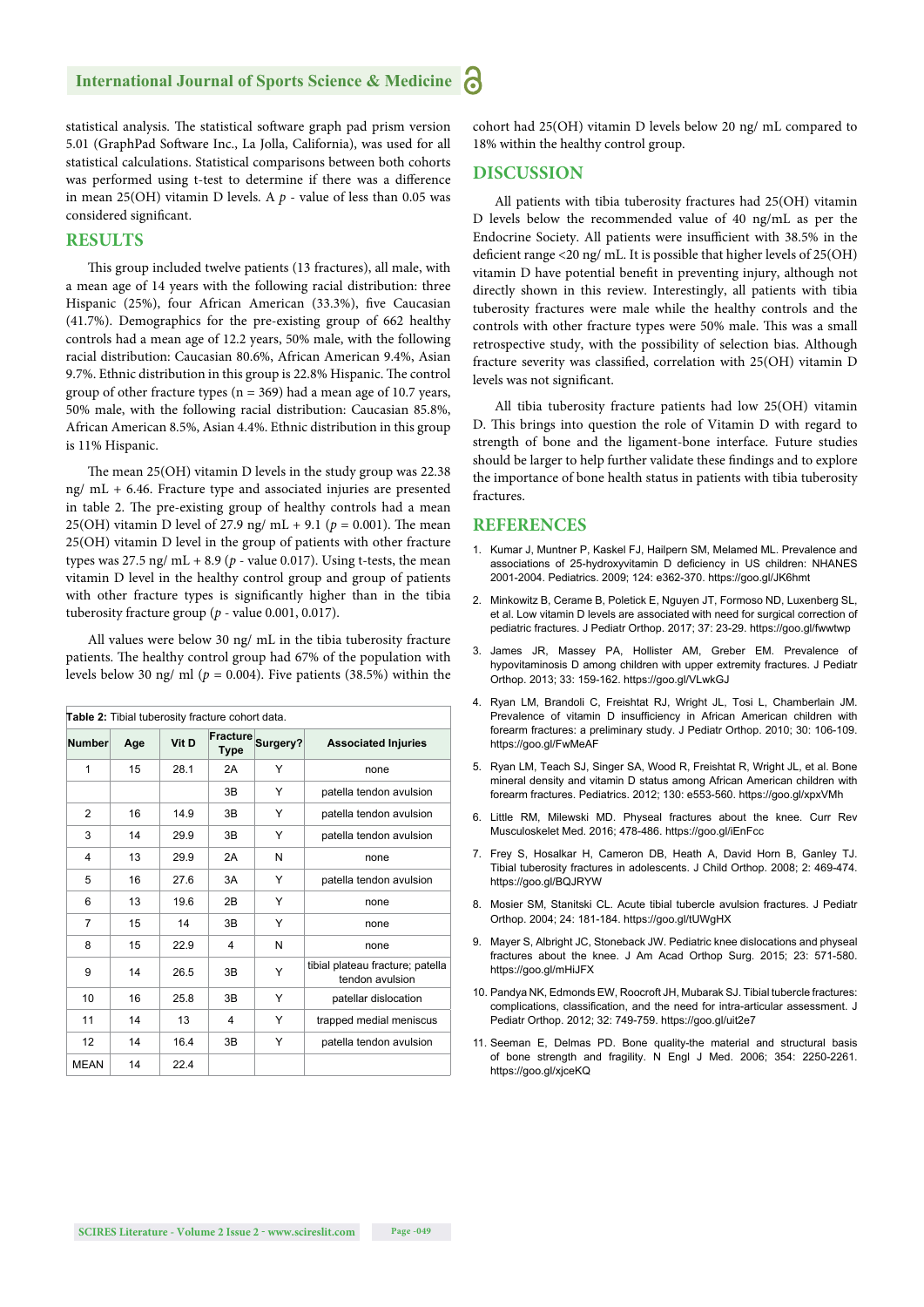statistical analysis. The statistical software graph pad prism version 5.01 (GraphPad Software Inc., La Jolla, California), was used for all statistical calculations. Statistical comparisons between both cohorts was performed using t-test to determine if there was a difference in mean 25(OH) vitamin D levels. A $p$ - value of less than 0.05 was considered significant.

## RESULTS

This group included twelve patients (13 fractures), all male, with a mean age of 14 years with the following racial distribution: three Hispanic (25%), four African American (33.3%), five Caucasian (41.7%). Demographics for the pre-existing group of 662 healthy controls had a mean age of 12.2 years, 50% male, with the following racial distribution: Caucasian 80.6%, African American 9.4%, Asian 9.7%. Ethnic distribution in this group is 22.8% Hispanic. The control group of other fracture types (n = 369) had a mean age of 10.7 years, 50% male, with the following racial distribution: Caucasian 85.8%, African American 8.5%, Asian 4.4%. Ethnic distribution in this group is 11% Hispanic.

The mean 25(OH) vitamin D levels in the study group was 22.38 ng/ mL + 6.46. Fracture type and associated injuries are presented in table 2. The pre-existing group of healthy controls had a mean 25(OH) vitamin D level of 27.9 ng/ mL + 9.1 ($p$ = 0.001). The mean 25(OH) vitamin D level in the group of patients with other fracture types was 27.5 ng/ mL + 8.9 ($p$ - value 0.017). Using t-tests, the mean vitamin D level in the healthy control group and group of patients with other fracture types is significantly higher than in the tibia tuberosity fracture group ($p$ - value 0.001, 0.017).

All values were below 30 ng/ mL in the tibia tuberosity fracture patients. The healthy control group had 67% of the population with levels below 30 ng/ ml ($p$ = 0.004). Five patients (38.5%) within the cohort had 25(OH) vitamin D levels below 20 ng/ mL compared to 18% within the healthy control group.

**Table 2:** Tibial tuberosity fracture cohort data.

| Number | Age | Vit D | Fracture Type | Surgery? | Associated Injuries |
|---|---|---|---|---|---|
| 1 | 15 | 28.1 | 2A | Y | none |
| | | | 3B | Y | patella tendon avulsion |
| 2 | 16 | 14.9 | 3B | Y | patella tendon avulsion |
| 3 | 14 | 29.9 | 3B | Y | patella tendon avulsion |
| 4 | 13 | 29.9 | 2A | N | none |
| 5 | 16 | 27.6 | 3A | Y | patella tendon avulsion |
| 6 | 13 | 19.6 | 2B | Y | none |
| 7 | 15 | 14 | 3B | Y | none |
| 8 | 15 | 22.9 | 4 | N | none |
| 9 | 14 | 26.5 | 3B | Y | tibial plateau fracture; patella tendon avulsion |
| 10 | 16 | 25.8 | 3B | Y | patellar dislocation |
| 11 | 14 | 13 | 4 | Y | trapped medial meniscus |
| 12 | 14 | 16.4 | 3B | Y | patella tendon avulsion |
| MEAN | 14 | 22.4 | | | |

## DISCUSSION

All patients with tibia tuberosity fractures had 25(OH) vitamin D levels below the recommended value of 40 ng/mL as per the Endocrine Society. All patients were insufficient with 38.5% in the deficient range <20 ng/ mL. It is possible that higher levels of 25(OH) vitamin D have potential benefit in preventing injury, although not directly shown in this review. Interestingly, all patients with tibia tuberosity fractures were male while the healthy controls and the controls with other fracture types were 50% male. This was a small retrospective study, with the possibility of selection bias. Although fracture severity was classified, correlation with 25(OH) vitamin D levels was not significant.

All tibia tuberosity fracture patients had low 25(OH) vitamin D. This brings into question the role of Vitamin D with regard to strength of bone and the ligament-bone interface. Future studies should be larger to help further validate these findings and to explore the importance of bone health status in patients with tibia tuberosity fractures.

## REFERENCES

1. Kumar J, Muntner P, Kaskel FJ, Hailpern SM, Melamed ML. Prevalence and associations of 25-hydroxyvitamin D deficiency in US children: NHANES 2001-2004. Pediatrics. 2009; 124: e362-370. https://goo.gl/JK6hmt
2. Minkowitz B, Cerame B, Poletick E, Nguyen JT, Formoso ND, Luxenberg SL, et al. Low vitamin D levels are associated with need for surgical correction of pediatric fractures. J Pediatr Orthop. 2017; 37: 23-29. https://goo.gl/fwwtwp
3. James JR, Massey PA, Hollister AM, Greber EM. Prevalence of hypovitaminosis D among children with upper extremity fractures. J Pediatr Orthop. 2013; 33: 159-162. https://goo.gl/VLwkGJ
4. Ryan LM, Brandoli C, Freishtat RJ, Wright JL, Tosi L, Chamberlain JM. Prevalence of vitamin D insufficiency in African American children with forearm fractures: a preliminary study. J Pediatr Orthop. 2010; 30: 106-109. https://goo.gl/FwMeAF
5. Ryan LM, Teach SJ, Singer SA, Wood R, Freishtat R, Wright JL, et al. Bone mineral density and vitamin D status among African American children with forearm fractures. Pediatrics. 2012; 130: e553-560. https://goo.gl/xpxVMh
6. Little RM, Milewski MD. Physeal fractures about the knee. Curr Rev Musculoskelet Med. 2016; 478-486. https://goo.gl/iEnFcc
7. Frey S, Hosalkar H, Cameron DB, Heath A, David Horn B, Ganley TJ. Tibial tuberosity fractures in adolescents. J Child Orthop. 2008; 2: 469-474. https://goo.gl/BQJRYW
8. Mosier SM, Stanitski CL. Acute tibial tubercle avulsion fractures. J Pediatr Orthop. 2004; 24: 181-184. https://goo.gl/tUWgHX
9. Mayer S, Albright JC, Stoneback JW. Pediatric knee dislocations and physeal fractures about the knee. J Am Acad Orthop Surg. 2015; 23: 571-580. https://goo.gl/mHiJFX
10. Pandya NK, Edmonds EW, Roocroft JH, Mubarak SJ. Tibial tubercle fractures: complications, classification, and the need for intra-articular assessment. J Pediatr Orthop. 2012; 32: 749-759. https://goo.gl/uit2e7
11. Seeman E, Delmas PD. Bone quality-the material and structural basis of bone strength and fragility. N Engl J Med. 2006; 354: 2250-2261. https://goo.gl/xjceKQ